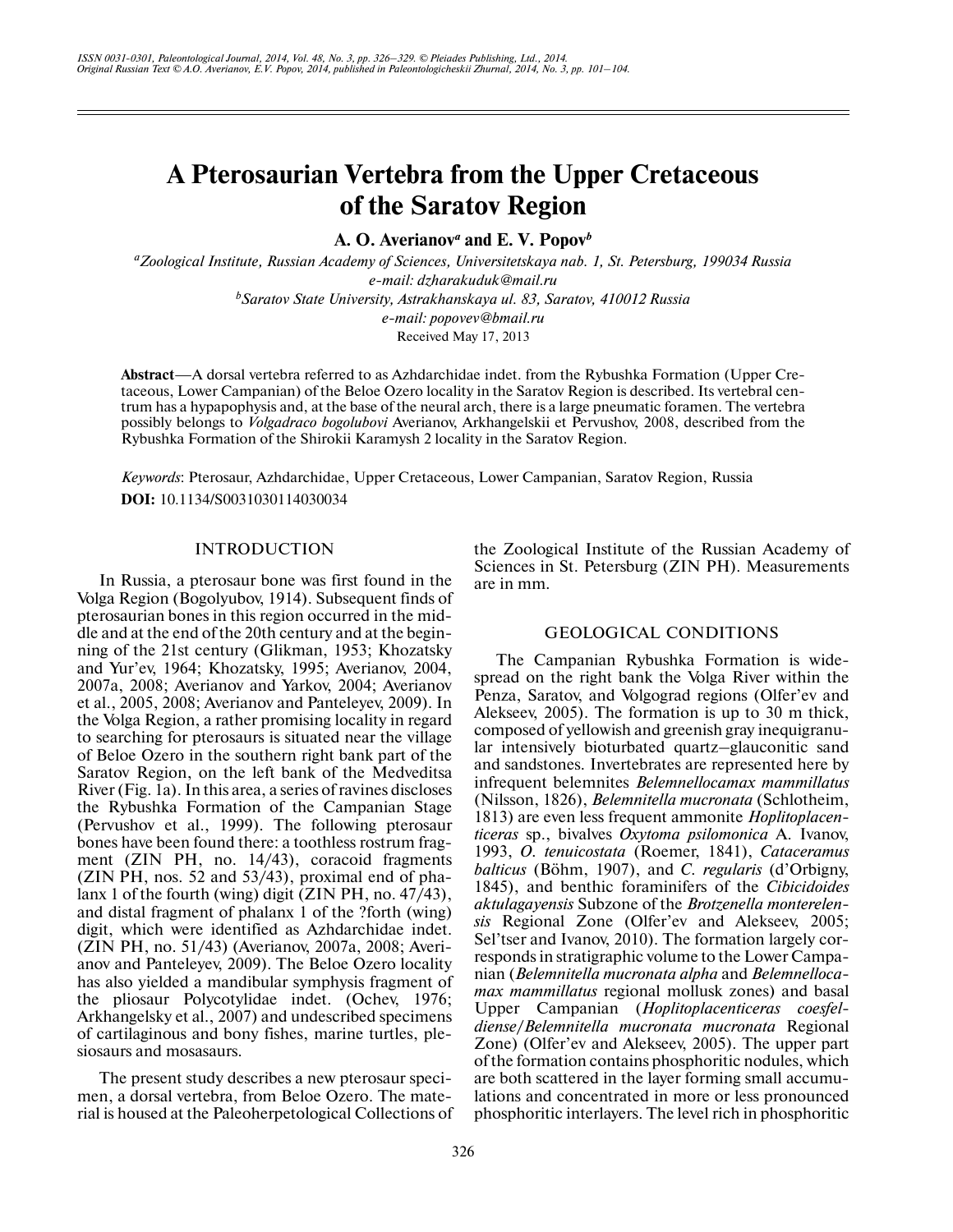# A Pterosaurian Vertebra from the Upper Cretaceous of the Saratov Region

**A. O. Averianov[a] and E. V. Popov[b]**

[a]*Zoological Institute, Russian Academy of Sciences, Universitetskaya nab. 1, St. Petersburg, 199034 Russia*
*e-mail: dzharakuduk@mail.ru*
[b]*Saratov State University, Astrakhanskaya ul. 83, Saratov, 410012 Russia*
*e-mail: popovev@bmail.ru*

Received May 17, 2013

**Abstract**—A dorsal vertebra referred to as Azhdarchidae indet. from the Rybushka Formation (Upper Cretaceous, Lower Campanian) of the Beloe Ozero locality in the Saratov Region is described. Its vertebral centrum has a hypapophysis and, at the base of the neural arch, there is a large pneumatic foramen. The vertebra possibly belongs to *Volgadraco bogolubovi* Averianov, Arkhangelskii et Pervushov, 2008, described from the Rybushka Formation of the Shirokii Karamysh 2 locality in the Saratov Region.

*Keywords*: Pterosaur, Azhdarchidae, Upper Cretaceous, Lower Campanian, Saratov Region, Russia

**DOI:** 10.1134/S0031030114030034

## INTRODUCTION

In Russia, a pterosaur bone was first found in the Volga Region (Bogolyubov, 1914). Subsequent finds of pterosaurian bones in this region occurred in the middle and at the end of the 20th century and at the beginning of the 21st century (Glikman, 1953; Khozatsky and Yur'ev, 1964; Khozatsky, 1995; Averianov, 2004, 2007a, 2008; Averianov and Yarkov, 2004; Averianov et al., 2005, 2008; Averianov and Panteleyev, 2009). In the Volga Region, a rather promising locality in regard to searching for pterosaurs is situated near the village of Beloe Ozero in the southern right bank part of the Saratov Region, on the left bank of the Medveditsa River (Fig. 1a). In this area, a series of ravines discloses the Rybushka Formation of the Campanian Stage (Pervushov et al., 1999). The following pterosaur bones have been found there: a toothless rostrum fragment (ZIN PH, no. 14/43), coracoid fragments (ZIN PH, nos. 52 and 53/43), proximal end of phalanx 1 of the fourth (wing) digit (ZIN PH, no. 47/43), and distal fragment of phalanx 1 of the ?forth (wing) digit, which were identified as Azhdarchidae indet. (ZIN PH, no. 51/43) (Averianov, 2007a, 2008; Averianov and Panteleyev, 2009). The Beloe Ozero locality has also yielded a mandibular symphysis fragment of the pliosaur Polycotylidae indet. (Ochev, 1976; Arkhangelsky et al., 2007) and undescribed specimens of cartilaginous and bony fishes, marine turtles, plesiosaurs and mosasaurs.

The present study describes a new pterosaur specimen, a dorsal vertebra, from Beloe Ozero. The material is housed at the Paleoherpetological Collections of the Zoological Institute of the Russian Academy of Sciences in St. Petersburg (ZIN PH). Measurements are in mm.

## GEOLOGICAL CONDITIONS

The Campanian Rybushka Formation is widespread on the right bank the Volga River within the Penza, Saratov, and Volgograd regions (Olfer'ev and Alekseev, 2005). The formation is up to 30 m thick, composed of yellowish and greenish gray inequigranular intensively bioturbated quartz–glauconitic sand and sandstones. Invertebrates are represented here by infrequent belemnites *Belemnellocamax mammillatus* (Nilsson, 1826), *Belemnitella mucronata* (Schlotheim, 1813) are even less frequent ammonite *Hoplitoplacenticeras* sp., bivalves *Oxytoma psilomonica* A. Ivanov, 1993, *O. tenuicostata* (Roemer, 1841), *Cataceramus balticus* (Böhm, 1907), and *C. regularis* (d'Orbigny, 1845), and benthic foraminifers of the *Cibicidoides aktulagayensis* Subzone of the *Brotzenella monterelensis* Regional Zone (Olfer'ev and Alekseev, 2005; Sel'tser and Ivanov, 2010). The formation largely corresponds in stratigraphic volume to the Lower Campanian (*Belemnitella mucronata alpha* and *Belemnellocamax mammillatus* regional mollusk zones) and basal Upper Campanian (*Hoplitoplacenticeras coesfeldiense*/*Belemnitella mucronata mucronata* Regional Zone) (Olfer'ev and Alekseev, 2005). The upper part of the formation contains phosphoritic nodules, which are both scattered in the layer forming small accumulations and concentrated in more or less pronounced phosphoritic interlayers. The level rich in phosphoritic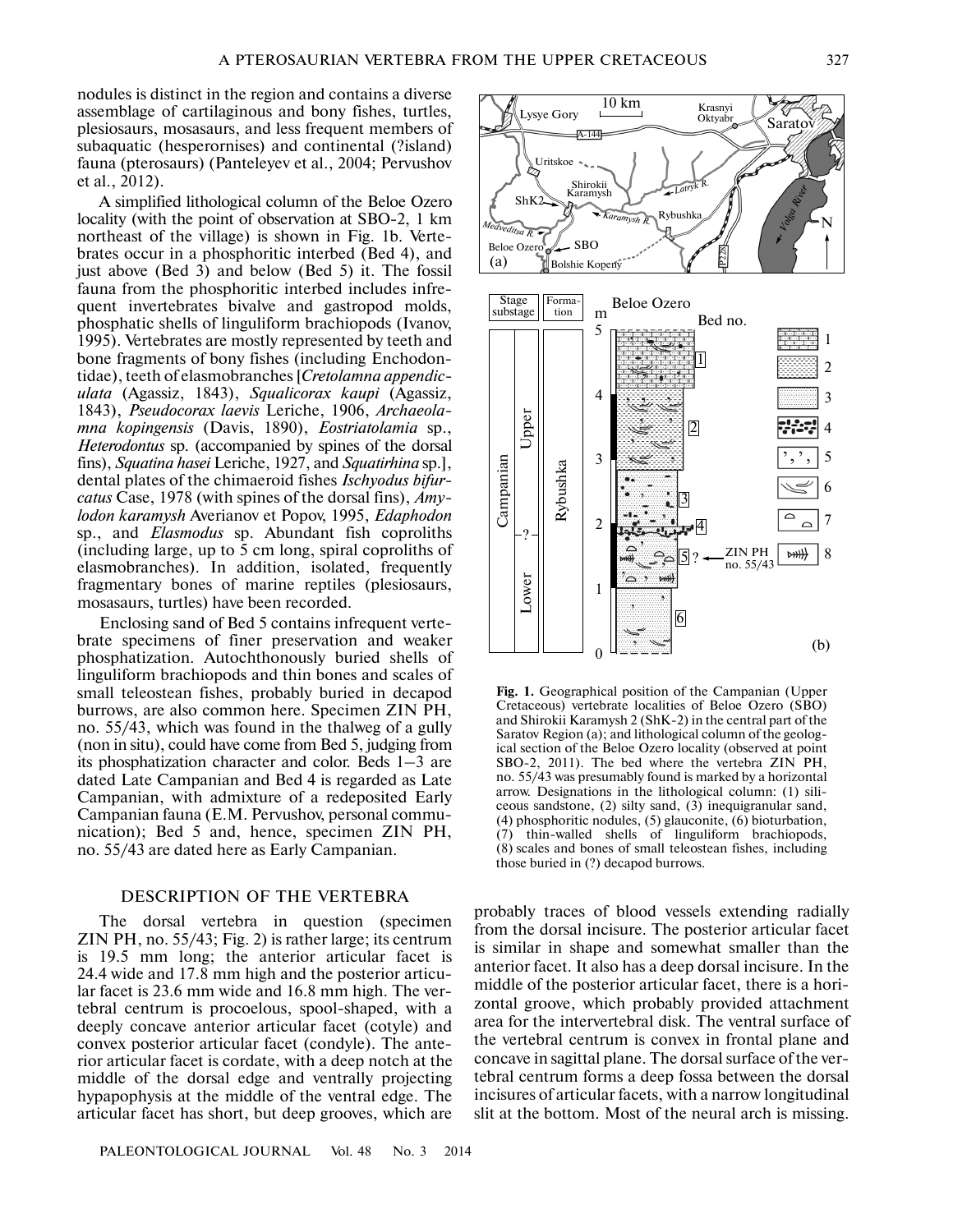nodules is distinct in the region and contains a diverse assemblage of cartilaginous and bony fishes, turtles, plesiosaurs, mosasaurs, and less frequent members of subaquatic (hesperornises) and continental (?island) fauna (pterosaurs) (Panteleyev et al., 2004; Pervushov et al., 2012).

A simplified lithological column of the Beloe Ozero locality (with the point of observation at SBO-2, 1 km northeast of the village) is shown in Fig. 1b. Vertebrates occur in a phosphoritic interbed (Bed 4), and just above (Bed 3) and below (Bed 5) it. The fossil fauna from the phosphoritic interbed includes infrequent invertebrates bivalve and gastropod molds, phosphatic shells of linguliform brachiopods (Ivanov, 1995). Vertebrates are mostly represented by teeth and bone fragments of bony fishes (including Enchodontidae), teeth of elasmobranches [*Cretolamna appendiculata* (Agassiz, 1843), *Squalicorax kaupi* (Agassiz, 1843), *Pseudocorax laevis* Leriche, 1906, *Archaeolamna kopingensis* (Davis, 1890), *Eostriatolamia* sp., *Heterodontus* sp. (accompanied by spines of the dorsal fins), *Squatina hasei* Leriche, 1927, and *Squatirhina* sp.], dental plates of the chimaeroid fishes *Ischyodus bifurcatus* Case, 1978 (with spines of the dorsal fins), *Amylodon karamysh* Averianov et Popov, 1995, *Edaphodon* sp., and *Elasmodus* sp. Abundant fish coproliths (including large, up to 5 cm long, spiral coproliths of elasmobranches). In addition, isolated, frequently fragmentary bones of marine reptiles (plesiosaurs, mosasaurs, turtles) have been recorded.

Enclosing sand of Bed 5 contains infrequent vertebrate specimens of finer preservation and weaker phosphatization. Autochthonously buried shells of linguliform brachiopods and thin bones and scales of small teleostean fishes, probably buried in decapod burrows, are also common here. Specimen ZIN PH, no. 55/43, which was found in the thalweg of a gully (non in situ), could have come from Bed 5, judging from its phosphatization character and color. Beds 1–3 are dated Late Campanian and Bed 4 is regarded as Late Campanian, with admixture of a redeposited Early Campanian fauna (E.M. Pervushov, personal communication); Bed 5 and, hence, specimen ZIN PH, no. 55/43 are dated here as Early Campanian.

**Fig. 1.** Geographical position of the Campanian (Upper Cretaceous) vertebrate localities of Beloe Ozero (SBO) and Shirokii Karamysh 2 (ShK-2) in the central part of the Saratov Region (a); and lithological column of the geological section of the Beloe Ozero locality (observed at point SBO-2, 2011). The bed where the vertebra ZIN PH, no. 55/43 was presumably found is marked by a horizontal arrow. Designations in the lithological column: (1) siliceous sandstone, (2) silty sand, (3) inequigranular sand, (4) phosphoritic nodules, (5) glauconite, (6) bioturbation, (7) thin-walled shells of linguliform brachiopods, (8) scales and bones of small teleostean fishes, including those buried in (?) decapod burrows.

## DESCRIPTION OF THE VERTEBRA

The dorsal vertebra in question (specimen ZIN PH, no. 55/43; Fig. 2) is rather large; its centrum is 19.5 mm long; the anterior articular facet is 24.4 wide and 17.8 mm high and the posterior articular facet is 23.6 mm wide and 16.8 mm high. The vertebral centrum is procoelous, spool-shaped, with a deeply concave anterior articular facet (cotyle) and convex posterior articular facet (condyle). The anterior articular facet is cordate, with a deep notch at the middle of the dorsal edge and ventrally projecting hypapophysis at the middle of the ventral edge. The articular facet has short, but deep grooves, which are probably traces of blood vessels extending radially from the dorsal incisure. The posterior articular facet is similar in shape and somewhat smaller than the anterior facet. It also has a deep dorsal incisure. In the middle of the posterior articular facet, there is a horizontal groove, which probably provided attachment area for the intervertebral disk. The ventral surface of the vertebral centrum is convex in frontal plane and concave in sagittal plane. The dorsal surface of the vertebral centrum forms a deep fossa between the dorsal incisures of articular facets, with a narrow longitudinal slit at the bottom. Most of the neural arch is missing.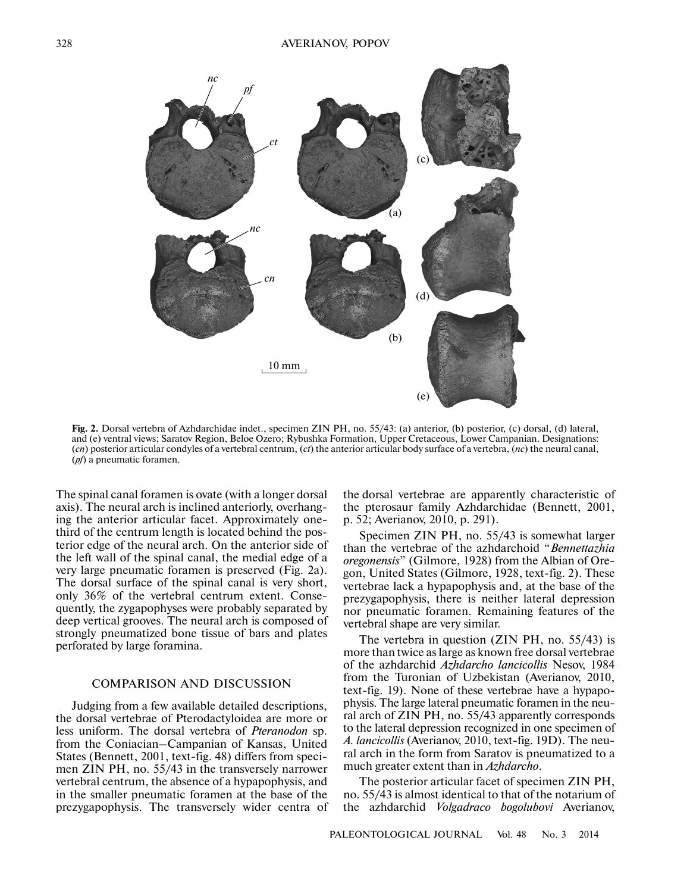**Fig. 2.** Dorsal vertebra of Azhdarchidae indet., specimen ZIN PH, no. 55/43: (a) anterior, (b) posterior, (c) dorsal, (d) lateral, and (e) ventral views; Saratov Region, Beloe Ozero; Rybushka Formation, Upper Cretaceous, Lower Campanian. Designations: (*cn*) posterior articular condyles of a vertebral centrum, (*ct*) the anterior articular body surface of a vertebra, (*nc*) the neural canal, (*pf*) a pneumatic foramen.

The spinal canal foramen is ovate (with a longer dorsal axis). The neural arch is inclined anteriorly, overhanging the anterior articular facet. Approximately one-third of the centrum length is located behind the posterior edge of the neural arch. On the anterior side of the left wall of the spinal canal, the medial edge of a very large pneumatic foramen is preserved (Fig. 2a). The dorsal surface of the spinal canal is very short, only 36% of the vertebral centrum extent. Consequently, the zygapophyses were probably separated by deep vertical grooves. The neural arch is composed of strongly pneumatized bone tissue of bars and plates perforated by large foramina.

## COMPARISON AND DISCUSSION

Judging from a few available detailed descriptions, the dorsal vertebrae of Pterodactyloidea are more or less uniform. The dorsal vertebra of *Pteranodon* sp. from the Coniacian–Campanian of Kansas, United States (Bennett, 2001, text-fig. 48) differs from specimen ZIN PH, no. 55/43 in the transversely narrower vertebral centrum, the absence of a hypapophysis, and in the smaller pneumatic foramen at the base of the prezygapophysis. The transversely wider centra of the dorsal vertebrae are apparently characteristic of the pterosaur family Azhdarchidae (Bennett, 2001, p. 52; Averianov, 2010, p. 291).

Specimen ZIN PH, no. 55/43 is somewhat larger than the vertebrae of the azhdarchoid "*Bennettazhia oregonensis*" (Gilmore, 1928) from the Albian of Oregon, United States (Gilmore, 1928, text-fig. 2). These vertebrae lack a hypapophysis and, at the base of the prezygapophysis, there is neither lateral depression nor pneumatic foramen. Remaining features of the vertebral shape are very similar.

The vertebra in question (ZIN PH, no. 55/43) is more than twice as large as known free dorsal vertebrae of the azhdarchid *Azhdarcho lancicollis* Nesov, 1984 from the Turonian of Uzbekistan (Averianov, 2010, text-fig. 19). None of these vertebrae have a hypapophysis. The large lateral pneumatic foramen in the neural arch of ZIN PH, no. 55/43 apparently corresponds to the lateral depression recognized in one specimen of *A. lancicollis* (Averianov, 2010, text-fig. 19D). The neural arch in the form from Saratov is pneumatized to a much greater extent than in *Azhdarcho*.

The posterior articular facet of specimen ZIN PH, no. 55/43 is almost identical to that of the notarium of the azhdarchid *Volgadraco bogolubovi* Averianov,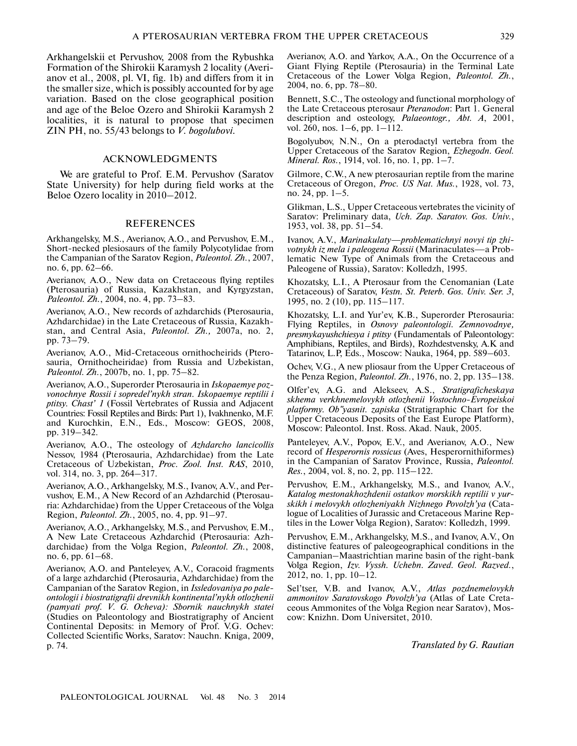Arkhangelskii et Pervushov, 2008 from the Rybushka Formation of the Shirokii Karamysh 2 locality (Averianov et al., 2008, pl. VI, fig. 1b) and differs from it in the smaller size, which is possibly accounted for by age variation. Based on the close geographical position and age of the Beloe Ozero and Shirokii Karamysh 2 localities, it is natural to propose that specimen ZIN PH, no. 55/43 belongs to *V. bogolubovi*.

## ACKNOWLEDGMENTS

We are grateful to Prof. E.M. Pervushov (Saratov State University) for help during field works at the Beloe Ozero locality in 2010–2012.

## REFERENCES

Arkhangelsky, M.S., Averianov, A.O., and Pervushov, E.M., Short-necked plesiosaurs of the family Polycotylidae from the Campanian of the Saratov Region, *Paleontol. Zh.*, 2007, no. 6, pp. 62–66.

Averianov, A.O., New data on Cretaceous flying reptiles (Pterosauria) of Russia, Kazakhstan, and Kyrgyzstan, *Paleontol. Zh.*, 2004, no. 4, pp. 73–83.

Averianov, A.O., New records of azhdarchids (Pterosauria, Azhdarchidae) in the Late Cretaceous of Russia, Kazakhstan, and Central Asia, *Paleontol. Zh.,* 2007a, no. 2, pp. 73–79.

Averianov, A.O., Mid-Cretaceous ornithocheirids (Pterosauria, Ornithocheiridae) from Russia and Uzbekistan, *Paleontol. Zh.*, 2007b, no. 1, pp. 75–82.

Averianov, A.O., Superorder Pterosauria in *Iskopaemye pozvonochnye Rossii i sopredel'nykh stran. Iskopaemye reptilii i ptitsy. Chast' 1* (Fossil Vertebrates of Russia and Adjacent Countries: Fossil Reptiles and Birds: Part 1), Ivakhnenko, M.F. and Kurochkin, E.N., Eds., Moscow: GEOS, 2008, pp. 319–342.

Averianov, A.O., The osteology of *Azhdarcho lancicollis* Nessov, 1984 (Pterosauria, Azhdarchidae) from the Late Cretaceous of Uzbekistan, *Proc. Zool. Inst. RAS*, 2010, vol. 314, no. 3, pp. 264–317.

Averianov, A.O., Arkhangelsky, M.S., Ivanov, A.V., and Pervushov, E.M., A New Record of an Azhdarchid (Pterosauria: Azhdarchidae) from the Upper Cretaceous of the Volga Region, *Paleontol. Zh.*, 2005, no. 4, pp. 91–97.

Averianov, A.O., Arkhangelsky, M.S., and Pervushov, E.M., A New Late Cretaceous Azhdarchid (Pterosauria: Azhdarchidae) from the Volga Region, *Paleontol. Zh.*, 2008, no. 6, pp. 61–68.

Averianov, A.O. and Panteleyev, A.V., Coracoid fragments of a large azhdarchid (Pterosauria, Azhdarchidae) from the Campanian of the Saratov Region, in *Issledovaniya po paleontologii i biostratigrafii drevnikh kontinental'nykh otlozhenii (pamyati prof. V. G. Ocheva): Sbornik nauchnykh statei* (Studies on Paleontology and Biostratigraphy of Ancient Continental Deposits: in Memory of Prof. V.G. Ochev: Collected Scientific Works, Saratov: Nauchn. Kniga, 2009, p. 74.

Averianov, A.O. and Yarkov, A.A., On the Occurrence of a Giant Flying Reptile (Pterosauria) in the Terminal Late Cretaceous of the Lower Volga Region, *Paleontol. Zh.*, 2004, no. 6, pp. 78–80.

Bennett, S.C., The osteology and functional morphology of the Late Cretaceous pterosaur *Pteranodon*: Part 1. General description and osteology, *Palaeontogr., Abt. A*, 2001, vol. 260, nos. 1–6, pp. 1–112.

Bogolyubov, N.N., On a pterodactyl vertebra from the Upper Cretaceous of the Saratov Region, *Ezhegodn. Geol. Mineral. Ros.*, 1914, vol. 16, no. 1, pp. 1–7.

Gilmore, C.W., A new pterosaurian reptile from the marine Cretaceous of Oregon, *Proc. US Nat. Mus.*, 1928, vol. 73, no. 24, pp. 1–5.

Glikman, L.S., Upper Cretaceous vertebrates the vicinity of Saratov: Preliminary data, *Uch. Zap. Saratov. Gos. Univ.*, 1953, vol. 38, pp. 51–54.

Ivanov, A.V., *Marinakulaty—problematichnyi novyi tip zhivotnykh iz mela i paleogena Rossii* (Marinaculates—a Problematic New Type of Animals from the Cretaceous and Paleogene of Russia), Saratov: Kolledzh, 1995.

Khozatsky, L.I., A Pterosaur from the Cenomanian (Late Cretaceous) of Saratov, *Vestn. St. Peterb. Gos. Univ. Ser. 3*, 1995, no. 2 (10), pp. 115–117.

Khozatsky, L.I. and Yur'ev, K.B., Superorder Pterosauria: Flying Reptiles, in *Osnovy paleontologii. Zemnovodnye, presmykayushchiesya i ptitsy* (Fundamentals of Paleontology: Amphibians, Reptiles, and Birds), Rozhdestvensky, A.K and Tatarinov, L.P, Eds., Moscow: Nauka, 1964, pp. 589–603.

Ochev, V.G., A new pliosaur from the Upper Cretaceous of the Penza Region, *Paleontol. Zh.*, 1976, no. 2, pp. 135–138.

Olfer'ev, A.G. and Alekseev, A.S., *Stratigraficheskaya skhema verkhnemelovykh otlozhenii Vostochno-Evropeiskoi platformy. Ob"yasnit. zapiska* (Stratigraphic Chart for the Upper Cretaceous Deposits of the East Europe Platform), Moscow: Paleontol. Inst. Ross. Akad. Nauk, 2005.

Panteleyev, A.V., Popov, E.V., and Averianov, A.O., New record of *Hesperornis rossicus* (Aves, Hesperornithiformes) in the Campanian of Saratov Province, Russia, *Paleontol. Res.*, 2004, vol. 8, no. 2, pp. 115–122.

Pervushov, E.M., Arkhangelsky, M.S., and Ivanov, A.V., *Katalog mestonakhozhdenii ostatkov morskikh reptilii v yurskikh i melovykh otlozheniyakh Nizhnego Povolzh'ya* (Catalogue of Localities of Jurassic and Cretaceous Marine Reptiles in the Lower Volga Region), Saratov: Kolledzh, 1999.

Pervushov, E.M., Arkhangelsky, M.S., and Ivanov, A.V., On distinctive features of paleogeographical conditions in the Campanian–Maastrichtian marine basin of the right-bank Volga Region, *Izv. Vyssh. Uchebn. Zaved. Geol. Razved.*, 2012, no. 1, pp. 10–12.

Sel'tser, V.B. and Ivanov, A.V., *Atlas pozdnemelovykh ammonitov Saratovskogo Povolzh'ya* (Atlas of Late Cretaceous Ammonites of the Volga Region near Saratov), Moscow: Knizhn. Dom Universitet, 2010.

*Translated by G. Rautian*